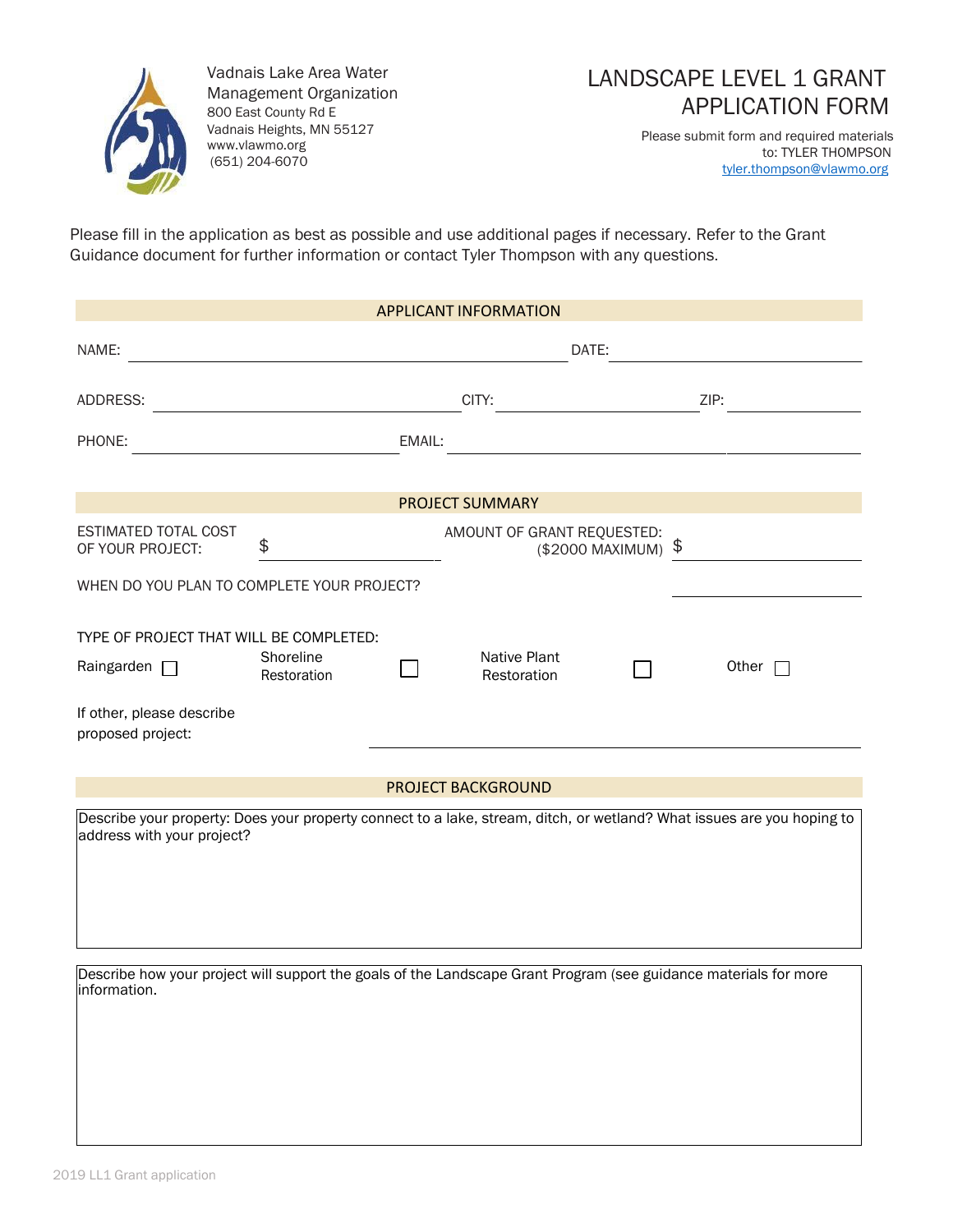Vadnais Lake Area Water Management Organization
800 East County Rd E
Vadnais Heights, MN 55127
www.vlawmo.org
(651) 204-6070

# LANDSCAPE LEVEL 1 GRANT APPLICATION FORM

Please submit form and required materials to: TYLER THOMPSON
tyler.thompson@vlawmo.org

Please fill in the application as best as possible and use additional pages if necessary. Refer to the Grant Guidance document for further information or contact Tyler Thompson with any questions.

## APPLICANT INFORMATION

NAME: ______________________ DATE: ______________

ADDRESS: ______________________ CITY: ______________ ZIP: __________

PHONE: ______________________ EMAIL: ______________________

## PROJECT SUMMARY

ESTIMATED TOTAL COST OF YOUR PROJECT: $ ______________

AMOUNT OF GRANT REQUESTED: ($2000 MAXIMUM) $ ______________

WHEN DO YOU PLAN TO COMPLETE YOUR PROJECT? ______________

TYPE OF PROJECT THAT WILL BE COMPLETED:

- ☐ Raingarden
- ☐ Shoreline Restoration
- ☐ Native Plant Restoration
- ☐ Other

If other, please describe proposed project: ______________________

## PROJECT BACKGROUND

Describe your property: Does your property connect to a lake, stream, ditch, or wetland? What issues are you hoping to address with your project?

Describe how your project will support the goals of the Landscape Grant Program (see guidance materials for more information.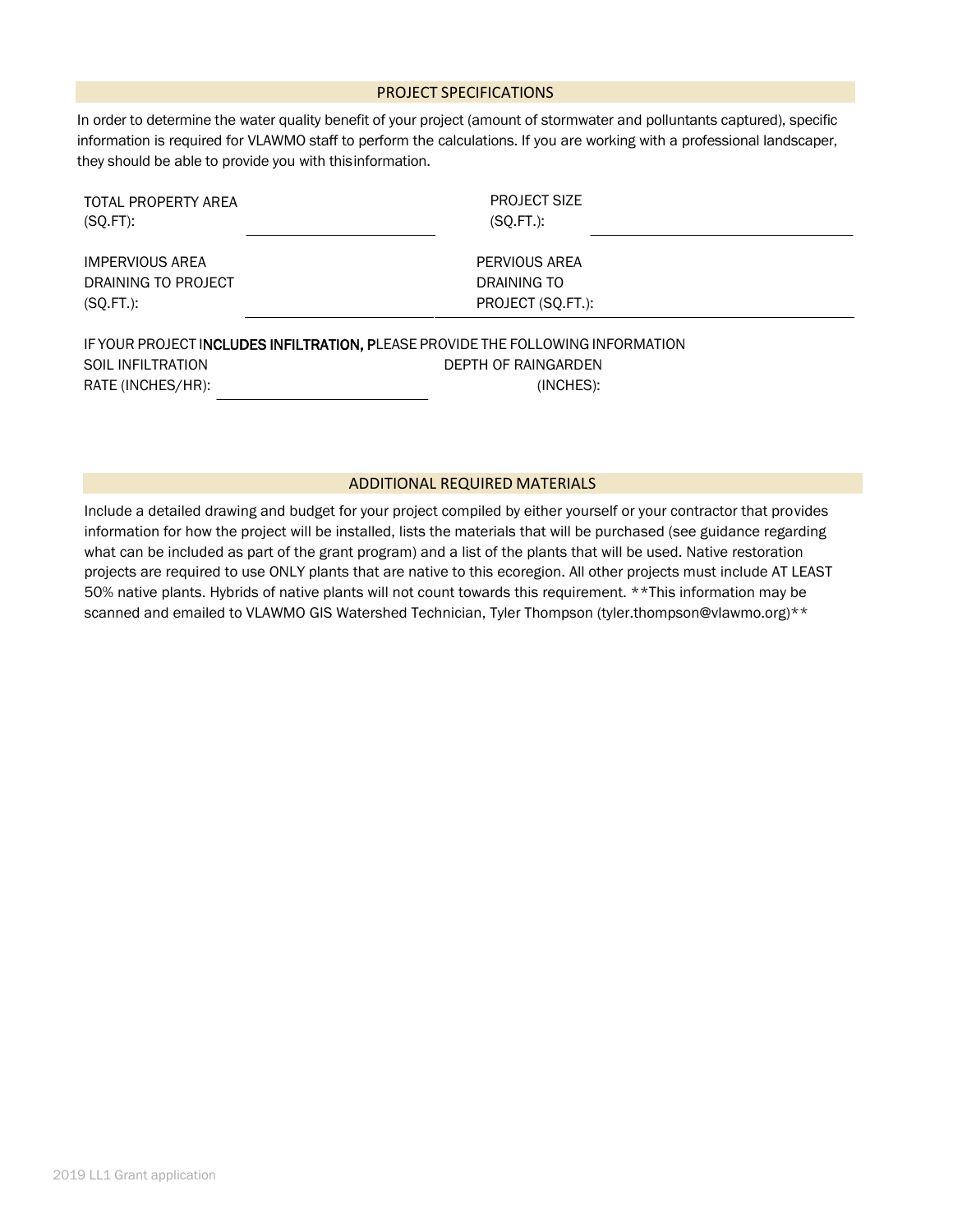## PROJECT SPECIFICATIONS

In order to determine the water quality benefit of your project (amount of stormwater and pollutants captured), specific information is required for VLAWMO staff to perform the calculations. If you are working with a professional landscaper, they should be able to provide you with this information.

TOTAL PROPERTY AREA (SQ.FT): ____________________

PROJECT SIZE (SQ.FT.): ____________________

IMPERVIOUS AREA DRAINING TO PROJECT (SQ.FT.): ____________________

PERVIOUS AREA DRAINING TO PROJECT (SQ.FT.): ____________________

IF YOUR PROJECT INCLUDES INFILTRATION, PLEASE PROVIDE THE FOLLOWING INFORMATION

SOIL INFILTRATION RATE (INCHES/HR): ____________________

DEPTH OF RAINGARDEN (INCHES):

## ADDITIONAL REQUIRED MATERIALS

Include a detailed drawing and budget for your project compiled by either yourself or your contractor that provides information for how the project will be installed, lists the materials that will be purchased (see guidance regarding what can be included as part of the grant program) and a list of the plants that will be used. Native restoration projects are required to use ONLY plants that are native to this ecoregion. All other projects must include AT LEAST 50% native plants. Hybrids of native plants will not count towards this requirement. **This information may be scanned and emailed to VLAWMO GIS Watershed Technician, Tyler Thompson (tyler.thompson@vlawmo.org)**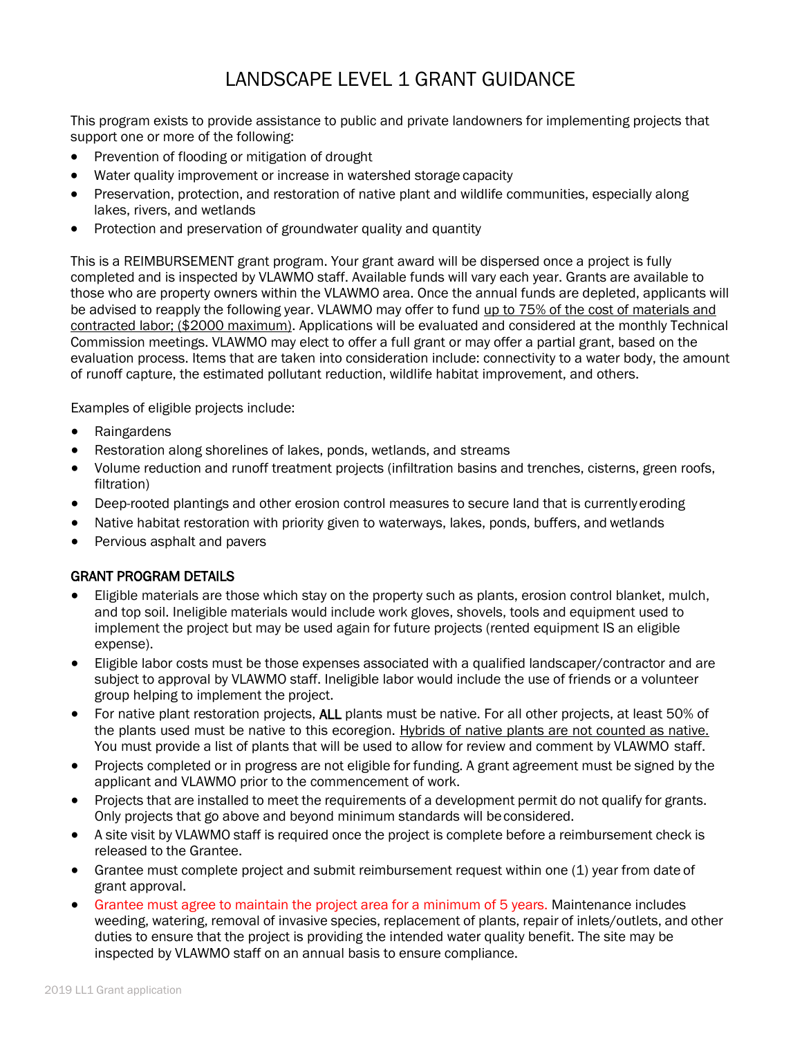# LANDSCAPE LEVEL 1 GRANT GUIDANCE

This program exists to provide assistance to public and private landowners for implementing projects that support one or more of the following:

- Prevention of flooding or mitigation of drought
- Water quality improvement or increase in watershed storage capacity
- Preservation, protection, and restoration of native plant and wildlife communities, especially along lakes, rivers, and wetlands
- Protection and preservation of groundwater quality and quantity

This is a REIMBURSEMENT grant program. Your grant award will be dispersed once a project is fully completed and is inspected by VLAWMO staff. Available funds will vary each year. Grants are available to those who are property owners within the VLAWMO area. Once the annual funds are depleted, applicants will be advised to reapply the following year. VLAWMO may offer to fund up to 75% of the cost of materials and contracted labor; ($2000 maximum). Applications will be evaluated and considered at the monthly Technical Commission meetings. VLAWMO may elect to offer a full grant or may offer a partial grant, based on the evaluation process. Items that are taken into consideration include: connectivity to a water body, the amount of runoff capture, the estimated pollutant reduction, wildlife habitat improvement, and others.

Examples of eligible projects include:

- Raingardens
- Restoration along shorelines of lakes, ponds, wetlands, and streams
- Volume reduction and runoff treatment projects (infiltration basins and trenches, cisterns, green roofs, filtration)
- Deep-rooted plantings and other erosion control measures to secure land that is currently eroding
- Native habitat restoration with priority given to waterways, lakes, ponds, buffers, and wetlands
- Pervious asphalt and pavers

**GRANT PROGRAM DETAILS**

- Eligible materials are those which stay on the property such as plants, erosion control blanket, mulch, and top soil. Ineligible materials would include work gloves, shovels, tools and equipment used to implement the project but may be used again for future projects (rented equipment IS an eligible expense).
- Eligible labor costs must be those expenses associated with a qualified landscaper/contractor and are subject to approval by VLAWMO staff. Ineligible labor would include the use of friends or a volunteer group helping to implement the project.
- For native plant restoration projects, **ALL** plants must be native. For all other projects, at least 50% of the plants used must be native to this ecoregion. Hybrids of native plants are not counted as native. You must provide a list of plants that will be used to allow for review and comment by VLAWMO staff.
- Projects completed or in progress are not eligible for funding. A grant agreement must be signed by the applicant and VLAWMO prior to the commencement of work.
- Projects that are installed to meet the requirements of a development permit do not qualify for grants. Only projects that go above and beyond minimum standards will be considered.
- A site visit by VLAWMO staff is required once the project is complete before a reimbursement check is released to the Grantee.
- Grantee must complete project and submit reimbursement request within one (1) year from date of grant approval.
- Grantee must agree to maintain the project area for a minimum of 5 years. Maintenance includes weeding, watering, removal of invasive species, replacement of plants, repair of inlets/outlets, and other duties to ensure that the project is providing the intended water quality benefit. The site may be inspected by VLAWMO staff on an annual basis to ensure compliance.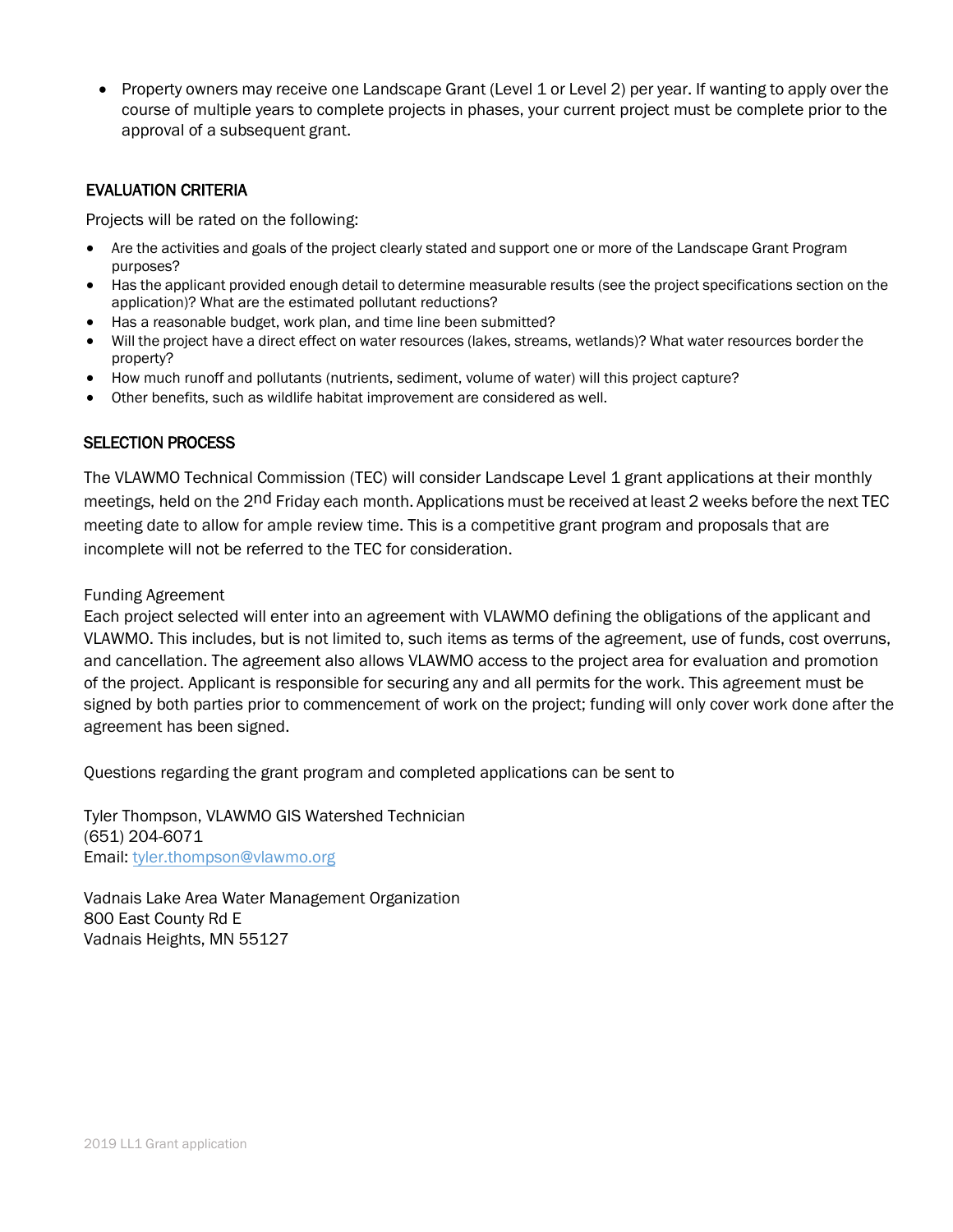- Property owners may receive one Landscape Grant (Level 1 or Level 2) per year. If wanting to apply over the course of multiple years to complete projects in phases, your current project must be complete prior to the approval of a subsequent grant.

## EVALUATION CRITERIA

Projects will be rated on the following:

- Are the activities and goals of the project clearly stated and support one or more of the Landscape Grant Program purposes?
- Has the applicant provided enough detail to determine measurable results (see the project specifications section on the application)? What are the estimated pollutant reductions?
- Has a reasonable budget, work plan, and time line been submitted?
- Will the project have a direct effect on water resources (lakes, streams, wetlands)? What water resources border the property?
- How much runoff and pollutants (nutrients, sediment, volume of water) will this project capture?
- Other benefits, such as wildlife habitat improvement are considered as well.

## SELECTION PROCESS

The VLAWMO Technical Commission (TEC) will consider Landscape Level 1 grant applications at their monthly meetings, held on the 2nd Friday each month. Applications must be received at least 2 weeks before the next TEC meeting date to allow for ample review time. This is a competitive grant program and proposals that are incomplete will not be referred to the TEC for consideration.

Funding Agreement
Each project selected will enter into an agreement with VLAWMO defining the obligations of the applicant and VLAWMO. This includes, but is not limited to, such items as terms of the agreement, use of funds, cost overruns, and cancellation. The agreement also allows VLAWMO access to the project area for evaluation and promotion of the project. Applicant is responsible for securing any and all permits for the work. This agreement must be signed by both parties prior to commencement of work on the project; funding will only cover work done after the agreement has been signed.

Questions regarding the grant program and completed applications can be sent to

Tyler Thompson, VLAWMO GIS Watershed Technician
(651) 204-6071
Email: tyler.thompson@vlawmo.org

Vadnais Lake Area Water Management Organization
800 East County Rd E
Vadnais Heights, MN 55127